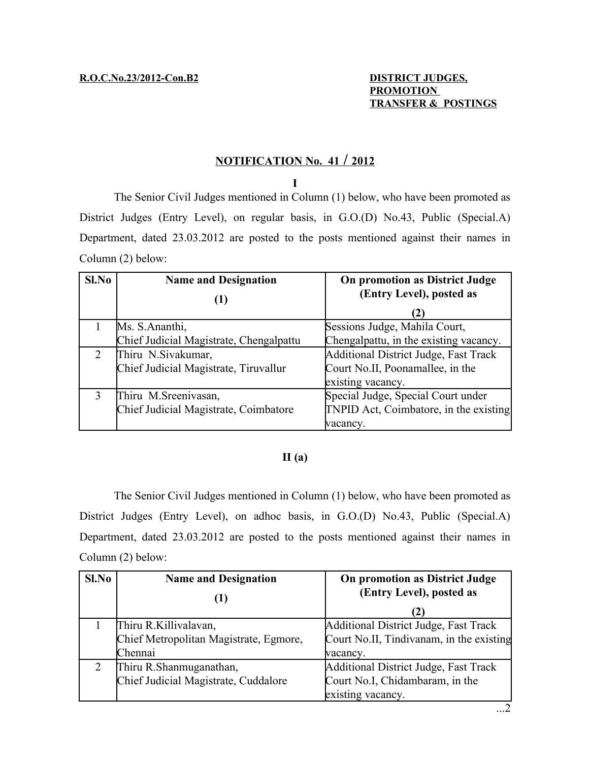**R.O.C.No.23/2012-Con.B2**

**DISTRICT JUDGES, PROMOTION TRANSFER & POSTINGS**

## NOTIFICATION No. 41 / 2012

**I**

The Senior Civil Judges mentioned in Column (1) below, who have been promoted as District Judges (Entry Level), on regular basis, in G.O.(D) No.43, Public (Special.A) Department, dated 23.03.2012 are posted to the posts mentioned against their names in Column (2) below:

| Sl.No | Name and Designation (1) | On promotion as District Judge (Entry Level), posted as (2) |
|---|---|---|
| 1 | Ms. S.Ananthi, Chief Judicial Magistrate, Chengalpattu | Sessions Judge, Mahila Court, Chengalpattu, in the existing vacancy. |
| 2 | Thiru N.Sivakumar, Chief Judicial Magistrate, Tiruvallur | Additional District Judge, Fast Track Court No.II, Poonamallee, in the existing vacancy. |
| 3 | Thiru M.Sreenivasan, Chief Judicial Magistrate, Coimbatore | Special Judge, Special Court under TNPID Act, Coimbatore, in the existing vacancy. |

**II (a)**

The Senior Civil Judges mentioned in Column (1) below, who have been promoted as District Judges (Entry Level), on adhoc basis, in G.O.(D) No.43, Public (Special.A) Department, dated 23.03.2012 are posted to the posts mentioned against their names in Column (2) below:

| Sl.No | Name and Designation (1) | On promotion as District Judge (Entry Level), posted as (2) |
|---|---|---|
| 1 | Thiru R.Killivalavan, Chief Metropolitan Magistrate, Egmore, Chennai | Additional District Judge, Fast Track Court No.II, Tindivanam, in the existing vacancy. |
| 2 | Thiru R.Shanmuganathan, Chief Judicial Magistrate, Cuddalore | Additional District Judge, Fast Track Court No.I, Chidambaram, in the existing vacancy. |

...2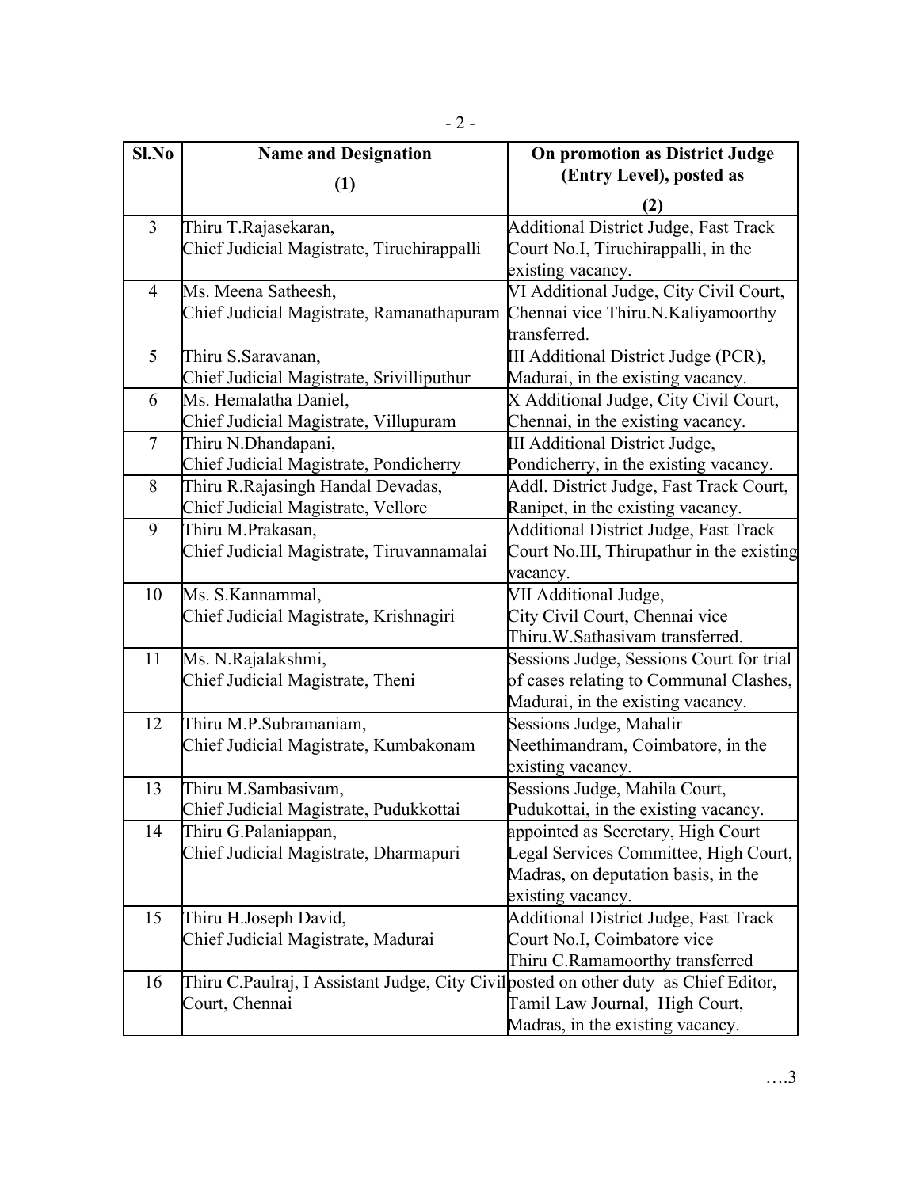| Sl.No | Name and Designation (1) | On promotion as District Judge (Entry Level), posted as (2) |
|---|---|---|
| 3 | Thiru T.Rajasekaran, Chief Judicial Magistrate, Tiruchirappalli | Additional District Judge, Fast Track Court No.I, Tiruchirappalli, in the existing vacancy. |
| 4 | Ms. Meena Satheesh, Chief Judicial Magistrate, Ramanathapuram | VI Additional Judge, City Civil Court, Chennai vice Thiru.N.Kaliyamoorthy transferred. |
| 5 | Thiru S.Saravanan, Chief Judicial Magistrate, Srivilliputhur | III Additional District Judge (PCR), Madurai, in the existing vacancy. |
| 6 | Ms. Hemalatha Daniel, Chief Judicial Magistrate, Villupuram | X Additional Judge, City Civil Court, Chennai, in the existing vacancy. |
| 7 | Thiru N.Dhandapani, Chief Judicial Magistrate, Pondicherry | III Additional District Judge, Pondicherry, in the existing vacancy. |
| 8 | Thiru R.Rajasingh Handal Devadas, Chief Judicial Magistrate, Vellore | Addl. District Judge, Fast Track Court, Ranipet, in the existing vacancy. |
| 9 | Thiru M.Prakasan, Chief Judicial Magistrate, Tiruvannamalai | Additional District Judge, Fast Track Court No.III, Thirupathur in the existing vacancy. |
| 10 | Ms. S.Kannammal, Chief Judicial Magistrate, Krishnagiri | VII Additional Judge, City Civil Court, Chennai vice Thiru.W.Sathasivam transferred. |
| 11 | Ms. N.Rajalakshmi, Chief Judicial Magistrate, Theni | Sessions Judge, Sessions Court for trial of cases relating to Communal Clashes, Madurai, in the existing vacancy. |
| 12 | Thiru M.P.Subramaniam, Chief Judicial Magistrate, Kumbakonam | Sessions Judge, Mahalir Neethimandram, Coimbatore, in the existing vacancy. |
| 13 | Thiru M.Sambasivam, Chief Judicial Magistrate, Pudukkottai | Sessions Judge, Mahila Court, Pudukottai, in the existing vacancy. |
| 14 | Thiru G.Palaniappan, Chief Judicial Magistrate, Dharmapuri | appointed as Secretary, High Court Legal Services Committee, High Court, Madras, on deputation basis, in the existing vacancy. |
| 15 | Thiru H.Joseph David, Chief Judicial Magistrate, Madurai | Additional District Judge, Fast Track Court No.I, Coimbatore vice Thiru C.Ramamoorthy transferred |
| 16 | Thiru C.Paulraj, I Assistant Judge, City Civil Court, Chennai | posted on other duty as Chief Editor, Tamil Law Journal, High Court, Madras, in the existing vacancy. |

….3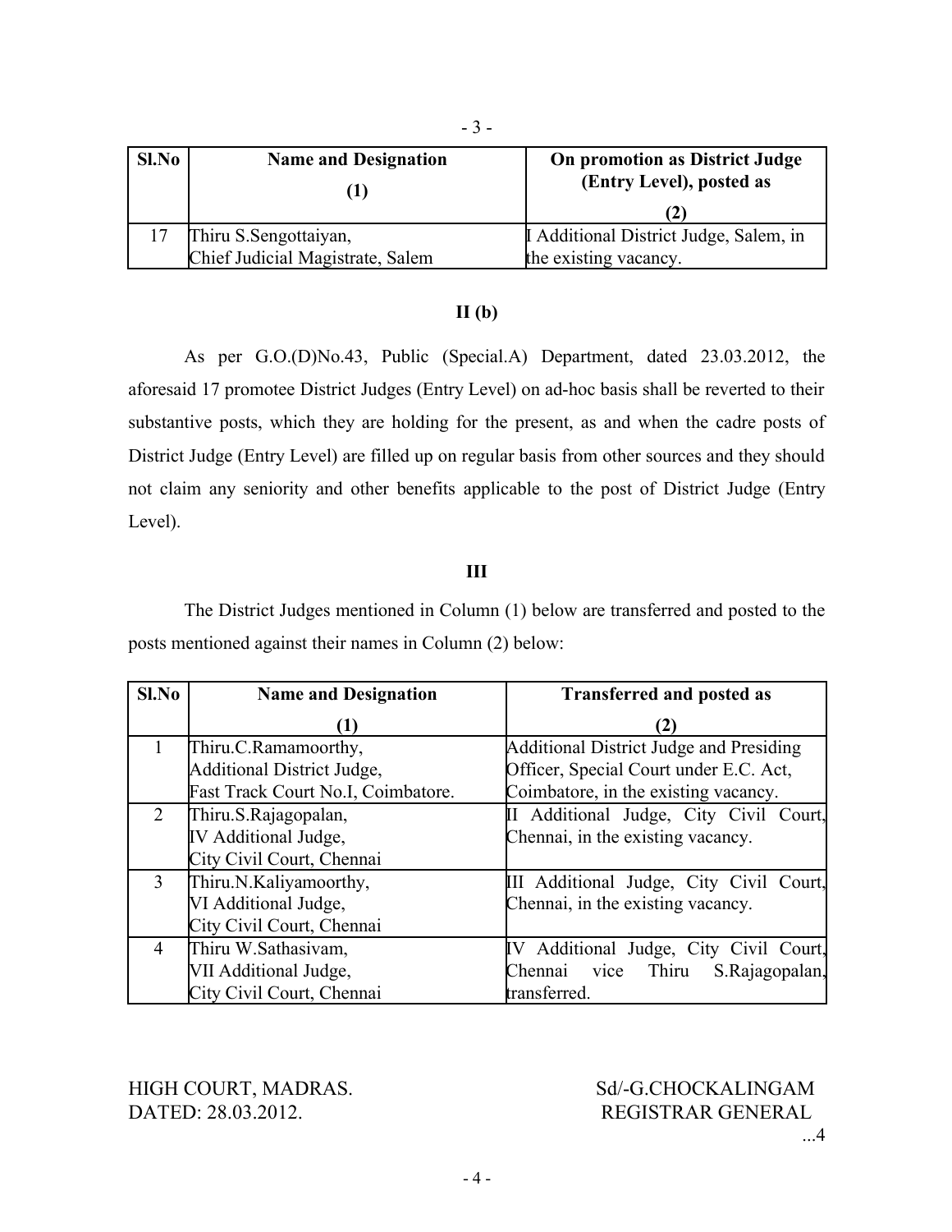| Sl.No | Name and Designation (1) | On promotion as District Judge (Entry Level), posted as (2) |
|---|---|---|
| 17 | Thiru S.Sengottaiyan, Chief Judicial Magistrate, Salem | I Additional District Judge, Salem, in the existing vacancy. |

**II (b)**

As per G.O.(D)No.43, Public (Special.A) Department, dated 23.03.2012, the aforesaid 17 promotee District Judges (Entry Level) on ad-hoc basis shall be reverted to their substantive posts, which they are holding for the present, as and when the cadre posts of District Judge (Entry Level) are filled up on regular basis from other sources and they should not claim any seniority and other benefits applicable to the post of District Judge (Entry Level).

**III**

The District Judges mentioned in Column (1) below are transferred and posted to the posts mentioned against their names in Column (2) below:

| Sl.No | Name and Designation (1) | Transferred and posted as (2) |
|---|---|---|
| 1 | Thiru.C.Ramamoorthy, Additional District Judge, Fast Track Court No.I, Coimbatore. | Additional District Judge and Presiding Officer, Special Court under E.C. Act, Coimbatore, in the existing vacancy. |
| 2 | Thiru.S.Rajagopalan, IV Additional Judge, City Civil Court, Chennai | II Additional Judge, City Civil Court, Chennai, in the existing vacancy. |
| 3 | Thiru.N.Kaliyamoorthy, VI Additional Judge, City Civil Court, Chennai | III Additional Judge, City Civil Court, Chennai, in the existing vacancy. |
| 4 | Thiru W.Sathasivam, VII Additional Judge, City Civil Court, Chennai | IV Additional Judge, City Civil Court, Chennai vice Thiru S.Rajagopalan, transferred. |

HIGH COURT, MADRAS.
DATED: 28.03.2012.

Sd/-G.CHOCKALINGAM
REGISTRAR GENERAL

...4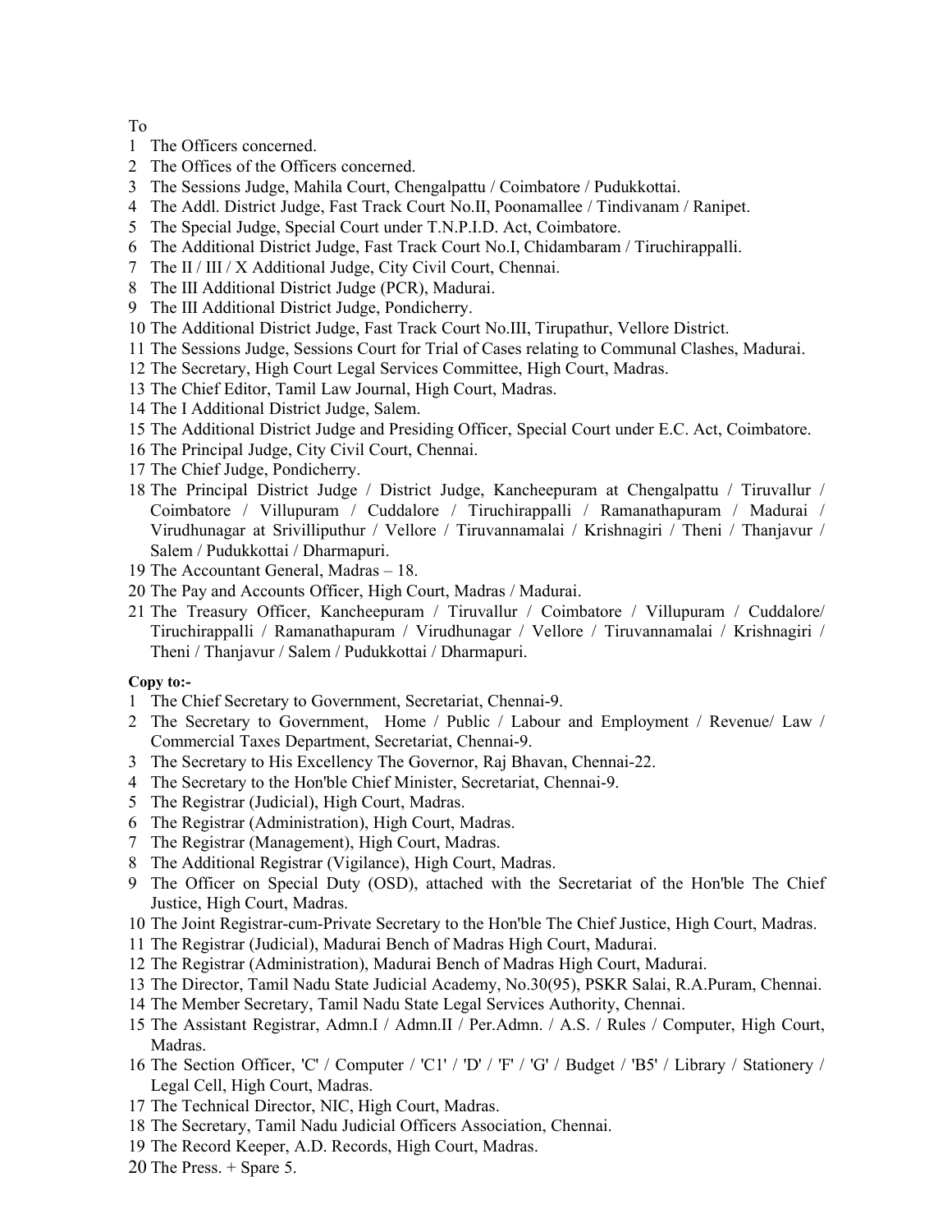To

1. The Officers concerned.
2. The Offices of the Officers concerned.
3. The Sessions Judge, Mahila Court, Chengalpattu / Coimbatore / Pudukkottai.
4. The Addl. District Judge, Fast Track Court No.II, Poonamallee / Tindivanam / Ranipet.
5. The Special Judge, Special Court under T.N.P.I.D. Act, Coimbatore.
6. The Additional District Judge, Fast Track Court No.I, Chidambaram / Tiruchirappalli.
7. The II / III / X Additional Judge, City Civil Court, Chennai.
8. The III Additional District Judge (PCR), Madurai.
9. The III Additional District Judge, Pondicherry.
10. The Additional District Judge, Fast Track Court No.III, Tirupathur, Vellore District.
11. The Sessions Judge, Sessions Court for Trial of Cases relating to Communal Clashes, Madurai.
12. The Secretary, High Court Legal Services Committee, High Court, Madras.
13. The Chief Editor, Tamil Law Journal, High Court, Madras.
14. The I Additional District Judge, Salem.
15. The Additional District Judge and Presiding Officer, Special Court under E.C. Act, Coimbatore.
16. The Principal Judge, City Civil Court, Chennai.
17. The Chief Judge, Pondicherry.
18. The Principal District Judge / District Judge, Kancheepuram at Chengalpattu / Tiruvallur / Coimbatore / Villupuram / Cuddalore / Tiruchirappalli / Ramanathapuram / Madurai / Virudhunagar at Srivilliputhur / Vellore / Tiruvannamalai / Krishnagiri / Theni / Thanjavur / Salem / Pudukkottai / Dharmapuri.
19. The Accountant General, Madras – 18.
20. The Pay and Accounts Officer, High Court, Madras / Madurai.
21. The Treasury Officer, Kancheepuram / Tiruvallur / Coimbatore / Villupuram / Cuddalore/ Tiruchirappalli / Ramanathapuram / Virudhunagar / Vellore / Tiruvannamalai / Krishnagiri / Theni / Thanjavur / Salem / Pudukkottai / Dharmapuri.

**Copy to:-**

1. The Chief Secretary to Government, Secretariat, Chennai-9.
2. The Secretary to Government, Home / Public / Labour and Employment / Revenue/ Law / Commercial Taxes Department, Secretariat, Chennai-9.
3. The Secretary to His Excellency The Governor, Raj Bhavan, Chennai-22.
4. The Secretary to the Hon'ble Chief Minister, Secretariat, Chennai-9.
5. The Registrar (Judicial), High Court, Madras.
6. The Registrar (Administration), High Court, Madras.
7. The Registrar (Management), High Court, Madras.
8. The Additional Registrar (Vigilance), High Court, Madras.
9. The Officer on Special Duty (OSD), attached with the Secretariat of the Hon'ble The Chief Justice, High Court, Madras.
10. The Joint Registrar-cum-Private Secretary to the Hon'ble The Chief Justice, High Court, Madras.
11. The Registrar (Judicial), Madurai Bench of Madras High Court, Madurai.
12. The Registrar (Administration), Madurai Bench of Madras High Court, Madurai.
13. The Director, Tamil Nadu State Judicial Academy, No.30(95), PSKR Salai, R.A.Puram, Chennai.
14. The Member Secretary, Tamil Nadu State Legal Services Authority, Chennai.
15. The Assistant Registrar, Admn.I / Admn.II / Per.Admn. / A.S. / Rules / Computer, High Court, Madras.
16. The Section Officer, 'C' / Computer / 'C1' / 'D' / 'F' / 'G' / Budget / 'B5' / Library / Stationery / Legal Cell, High Court, Madras.
17. The Technical Director, NIC, High Court, Madras.
18. The Secretary, Tamil Nadu Judicial Officers Association, Chennai.
19. The Record Keeper, A.D. Records, High Court, Madras.
20. The Press. + Spare 5.